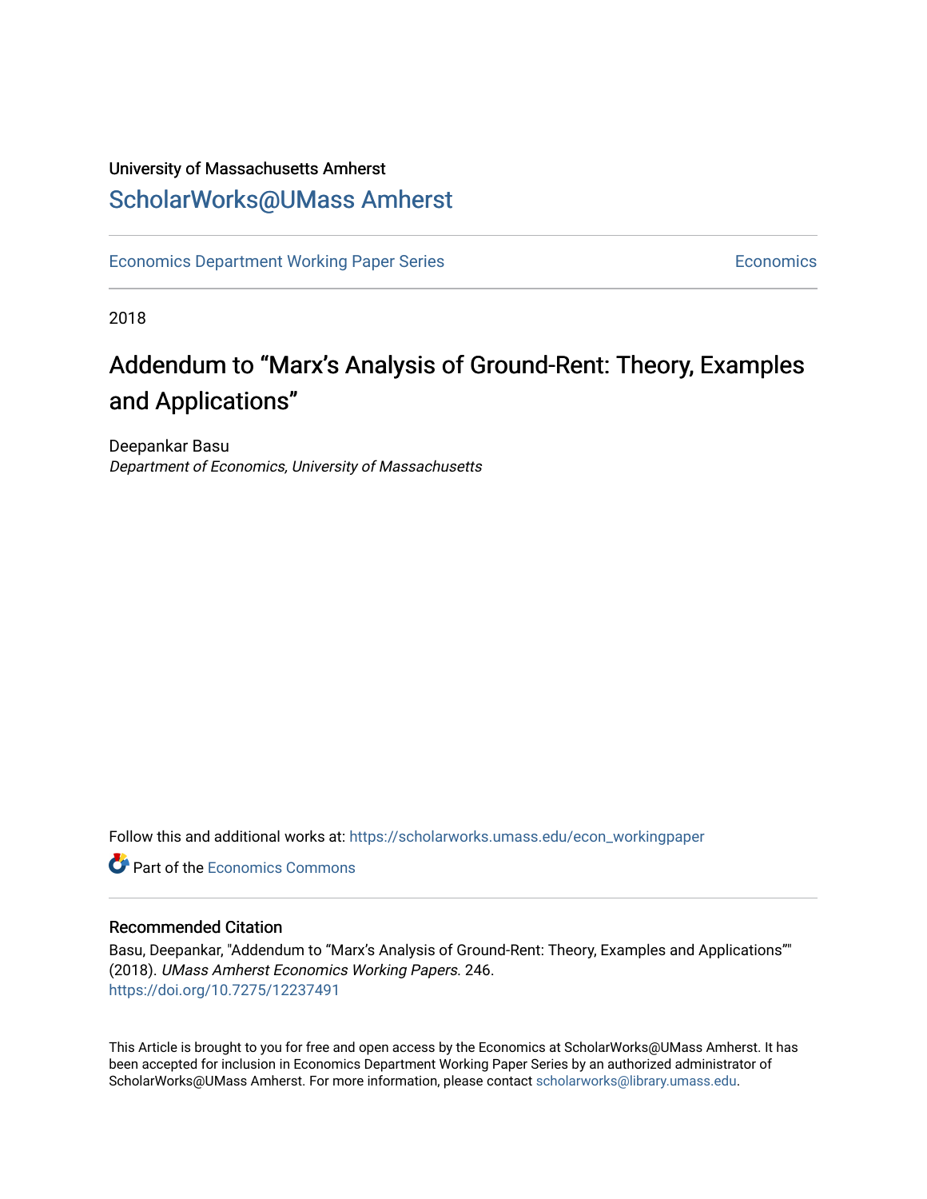University of Massachusetts Amherst

ScholarWorks@UMass Amherst

Economics Department Working Paper Series | Economics

2018

# Addendum to "Marx's Analysis of Ground-Rent: Theory, Examples and Applications"

Deepankar Basu
*Department of Economics, University of Massachusetts*

Follow this and additional works at: https://scholarworks.umass.edu/econ_workingpaper

Part of the Economics Commons

## Recommended Citation

Basu, Deepankar, "Addendum to "Marx's Analysis of Ground-Rent: Theory, Examples and Applications"" (2018). *UMass Amherst Economics Working Papers*. 246.
https://doi.org/10.7275/12237491

This Article is brought to you for free and open access by the Economics at ScholarWorks@UMass Amherst. It has been accepted for inclusion in Economics Department Working Paper Series by an authorized administrator of ScholarWorks@UMass Amherst. For more information, please contact scholarworks@library.umass.edu.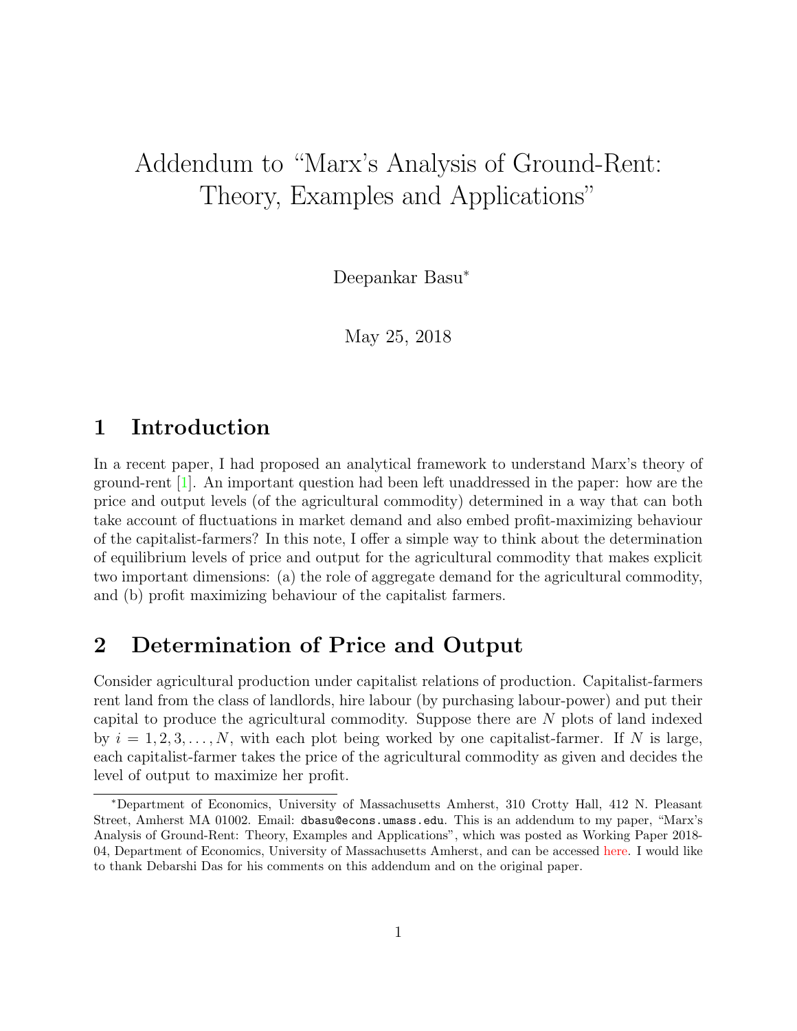# Addendum to "Marx's Analysis of Ground-Rent: Theory, Examples and Applications"

Deepankar Basu*

May 25, 2018

## 1 Introduction

In a recent paper, I had proposed an analytical framework to understand Marx's theory of ground-rent [1]. An important question had been left unaddressed in the paper: how are the price and output levels (of the agricultural commodity) determined in a way that can both take account of fluctuations in market demand and also embed profit-maximizing behaviour of the capitalist-farmers? In this note, I offer a simple way to think about the determination of equilibrium levels of price and output for the agricultural commodity that makes explicit two important dimensions: (a) the role of aggregate demand for the agricultural commodity, and (b) profit maximizing behaviour of the capitalist farmers.

## 2 Determination of Price and Output

Consider agricultural production under capitalist relations of production. Capitalist-farmers rent land from the class of landlords, hire labour (by purchasing labour-power) and put their capital to produce the agricultural commodity. Suppose there are $N$ plots of land indexed by $i = 1, 2, 3, \ldots, N$, with each plot being worked by one capitalist-farmer. If $N$ is large, each capitalist-farmer takes the price of the agricultural commodity as given and decides the level of output to maximize her profit.

---

*Department of Economics, University of Massachusetts Amherst, 310 Crotty Hall, 412 N. Pleasant Street, Amherst MA 01002. Email: dbasu@econs.umass.edu. This is an addendum to my paper, "Marx's Analysis of Ground-Rent: Theory, Examples and Applications", which was posted as Working Paper 2018-04, Department of Economics, University of Massachusetts Amherst, and can be accessed here. I would like to thank Debarshi Das for his comments on this addendum and on the original paper.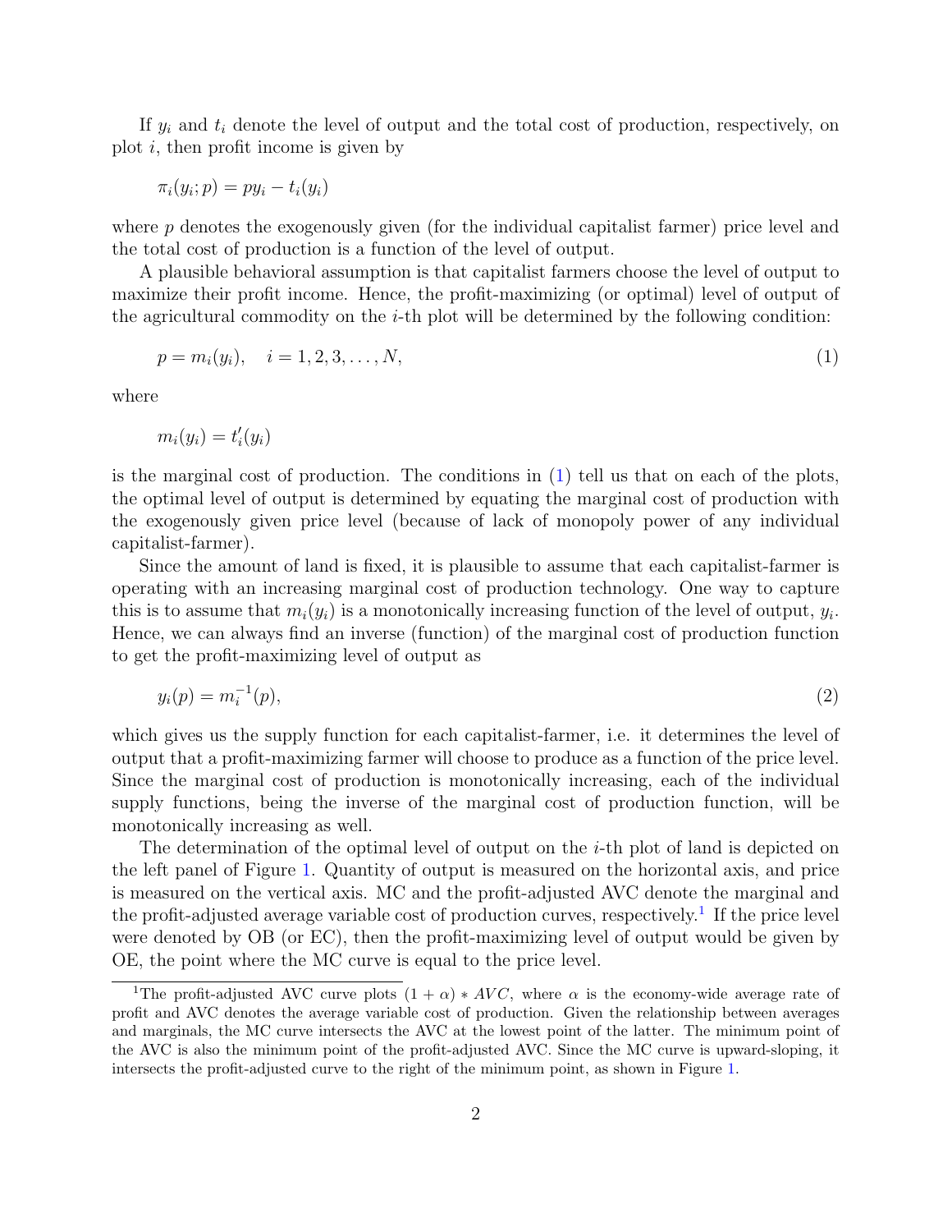If $y_i$ and $t_i$ denote the level of output and the total cost of production, respectively, on plot $i$, then profit income is given by

$$\pi_i(y_i; p) = py_i - t_i(y_i)$$

where $p$ denotes the exogenously given (for the individual capitalist farmer) price level and the total cost of production is a function of the level of output.

A plausible behavioral assumption is that capitalist farmers choose the level of output to maximize their profit income. Hence, the profit-maximizing (or optimal) level of output of the agricultural commodity on the $i$-th plot will be determined by the following condition:

$$p = m_i(y_i), \quad i = 1, 2, 3, \ldots, N, \tag{1}$$

where

$$m_i(y_i) = t'_i(y_i)$$

is the marginal cost of production. The conditions in (1) tell us that on each of the plots, the optimal level of output is determined by equating the marginal cost of production with the exogenously given price level (because of lack of monopoly power of any individual capitalist-farmer).

Since the amount of land is fixed, it is plausible to assume that each capitalist-farmer is operating with an increasing marginal cost of production technology. One way to capture this is to assume that $m_i(y_i)$ is a monotonically increasing function of the level of output, $y_i$. Hence, we can always find an inverse (function) of the marginal cost of production function to get the profit-maximizing level of output as

$$y_i(p) = m_i^{-1}(p), \tag{2}$$

which gives us the supply function for each capitalist-farmer, i.e. it determines the level of output that a profit-maximizing farmer will choose to produce as a function of the price level. Since the marginal cost of production is monotonically increasing, each of the individual supply functions, being the inverse of the marginal cost of production function, will be monotonically increasing as well.

The determination of the optimal level of output on the $i$-th plot of land is depicted on the left panel of Figure 1. Quantity of output is measured on the horizontal axis, and price is measured on the vertical axis. MC and the profit-adjusted AVC denote the marginal and the profit-adjusted average variable cost of production curves, respectively.[1] If the price level were denoted by OB (or EC), then the profit-maximizing level of output would be given by OE, the point where the MC curve is equal to the price level.

[1] The profit-adjusted AVC curve plots $(1 + \alpha) * AVC$, where $\alpha$ is the economy-wide average rate of profit and AVC denotes the average variable cost of production. Given the relationship between averages and marginals, the MC curve intersects the AVC at the lowest point of the latter. The minimum point of the AVC is also the minimum point of the profit-adjusted AVC. Since the MC curve is upward-sloping, it intersects the profit-adjusted curve to the right of the minimum point, as shown in Figure 1.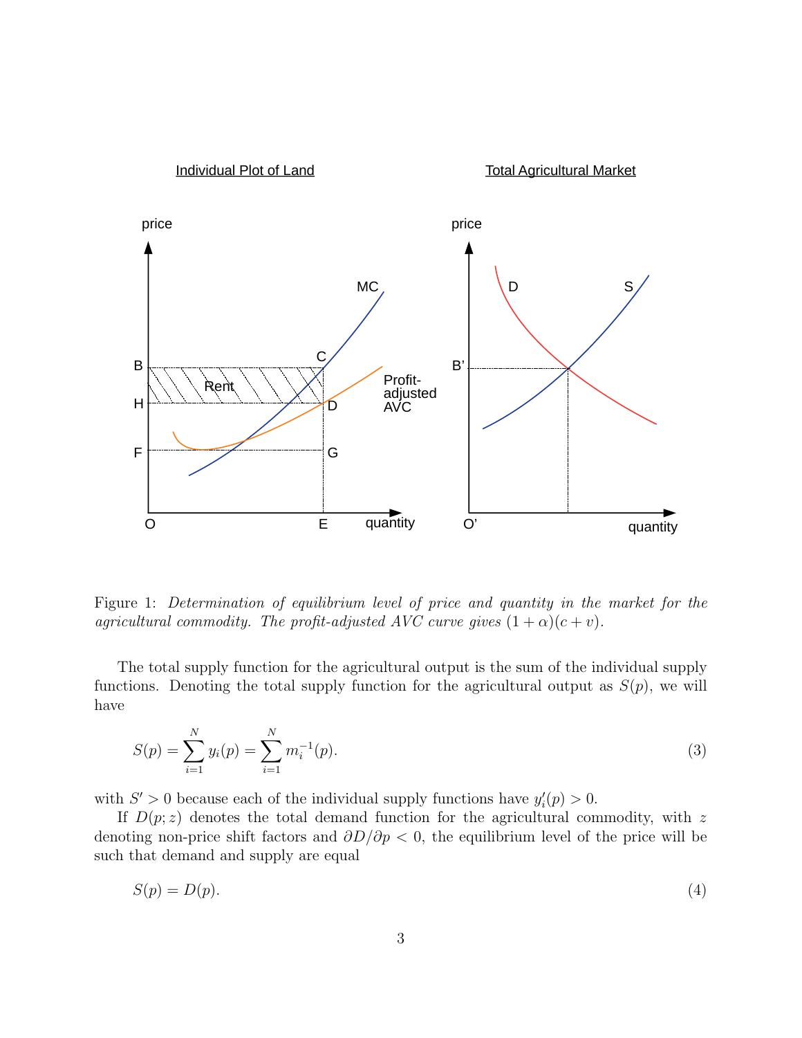Figure 1: *Determination of equilibrium level of price and quantity in the market for the agricultural commodity. The profit-adjusted AVC curve gives* $(1+\alpha)(c+v)$.

The total supply function for the agricultural output is the sum of the individual supply functions. Denoting the total supply function for the agricultural output as $S(p)$, we will have

$$S(p) = \sum_{i=1}^{N} y_i(p) = \sum_{i=1}^{N} m_i^{-1}(p). \tag{3}$$

with $S' > 0$ because each of the individual supply functions have $y_i'(p) > 0$.

If $D(p;z)$ denotes the total demand function for the agricultural commodity, with $z$ denoting non-price shift factors and $\partial D / \partial p < 0$, the equilibrium level of the price will be such that demand and supply are equal

$$S(p) = D(p). \tag{4}$$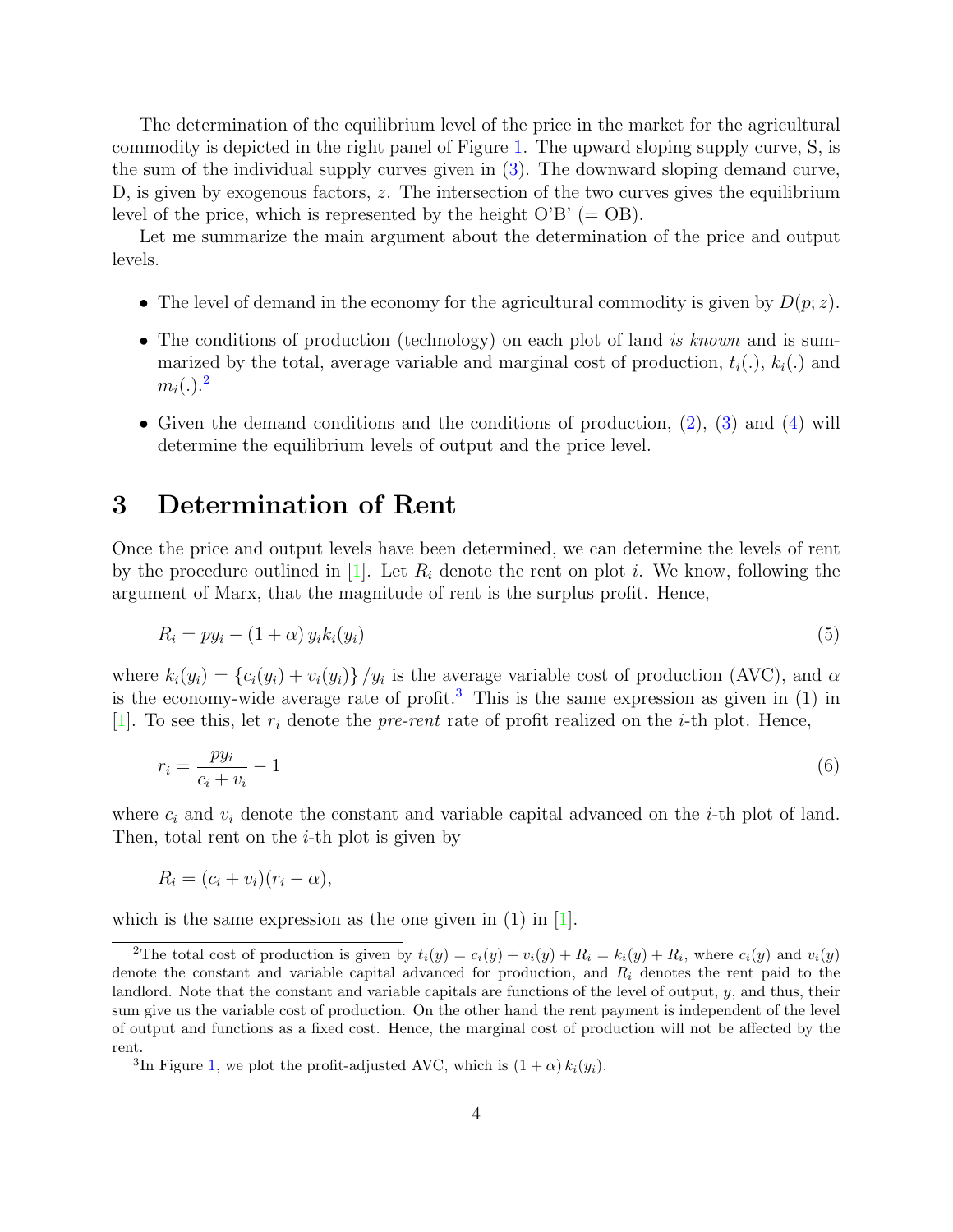The determination of the equilibrium level of the price in the market for the agricultural commodity is depicted in the right panel of Figure 1. The upward sloping supply curve, S, is the sum of the individual supply curves given in (3). The downward sloping demand curve, D, is given by exogenous factors, $z$. The intersection of the two curves gives the equilibrium level of the price, which is represented by the height O'B' (= OB).

Let me summarize the main argument about the determination of the price and output levels.

- The level of demand in the economy for the agricultural commodity is given by $D(p; z)$.
- The conditions of production (technology) on each plot of land *is known* and is summarized by the total, average variable and marginal cost of production, $t_i(.)$, $k_i(.)$ and $m_i(.)$.[2]
- Given the demand conditions and the conditions of production, (2), (3) and (4) will determine the equilibrium levels of output and the price level.

# 3 Determination of Rent

Once the price and output levels have been determined, we can determine the levels of rent by the procedure outlined in [1]. Let $R_i$ denote the rent on plot $i$. We know, following the argument of Marx, that the magnitude of rent is the surplus profit. Hence,

$$R_i = py_i - (1 + \alpha)\, y_i k_i(y_i) \tag{5}$$

where $k_i(y_i) = \{c_i(y_i) + v_i(y_i)\}/y_i$ is the average variable cost of production (AVC), and $\alpha$ is the economy-wide average rate of profit.[3] This is the same expression as given in (1) in [1]. To see this, let $r_i$ denote the *pre-rent* rate of profit realized on the $i$-th plot. Hence,

$$r_i = \frac{py_i}{c_i + v_i} - 1 \tag{6}$$

where $c_i$ and $v_i$ denote the constant and variable capital advanced on the $i$-th plot of land. Then, total rent on the $i$-th plot is given by

$$R_i = (c_i + v_i)(r_i - \alpha),$$

which is the same expression as the one given in (1) in [1].

[2] The total cost of production is given by $t_i(y) = c_i(y) + v_i(y) + R_i = k_i(y) + R_i$, where $c_i(y)$ and $v_i(y)$ denote the constant and variable capital advanced for production, and $R_i$ denotes the rent paid to the landlord. Note that the constant and variable capitals are functions of the level of output, $y$, and thus, their sum give us the variable cost of production. On the other hand the rent payment is independent of the level of output and functions as a fixed cost. Hence, the marginal cost of production will not be affected by the rent.

[3] In Figure 1, we plot the profit-adjusted AVC, which is $(1 + \alpha)\, k_i(y_i)$.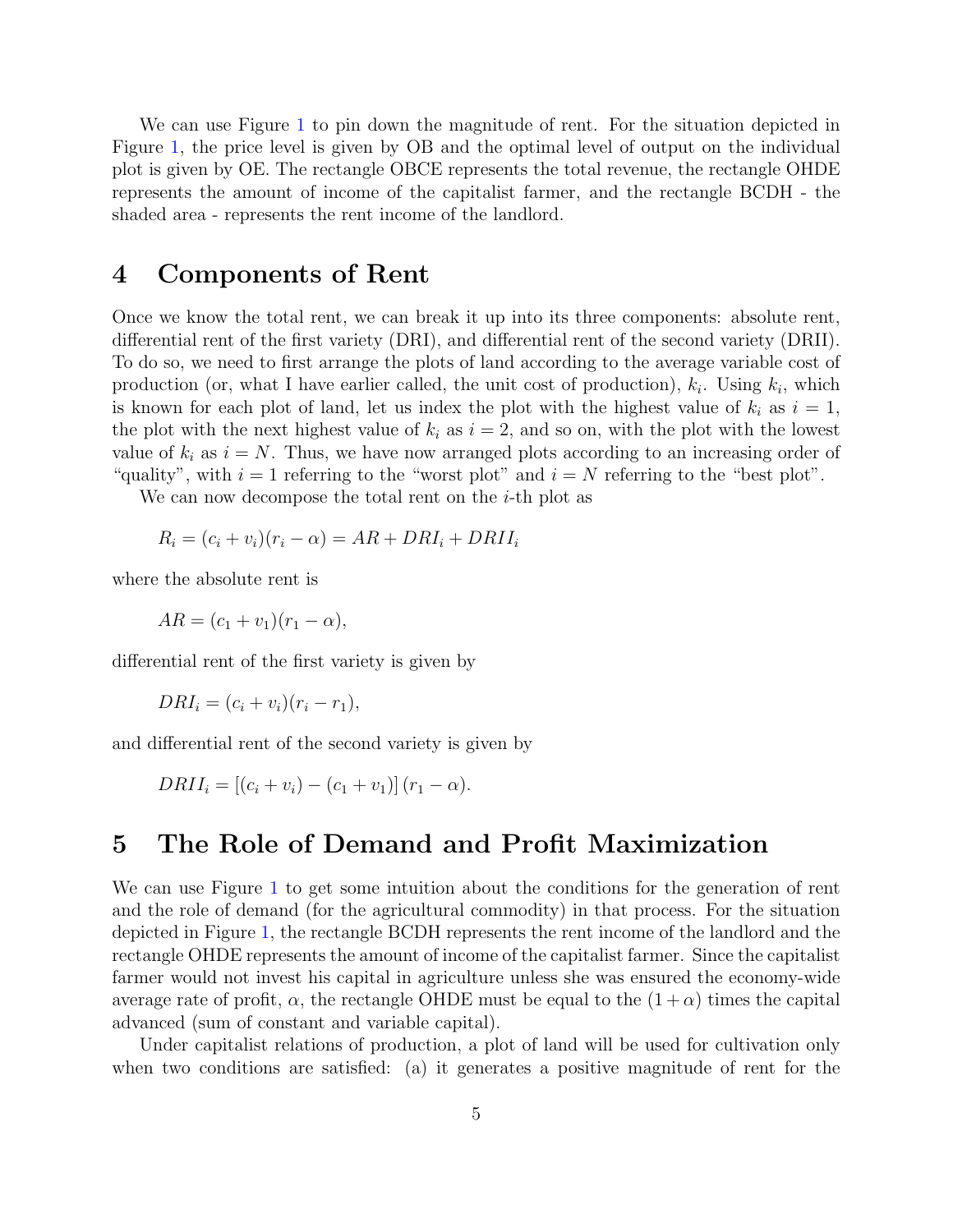We can use Figure 1 to pin down the magnitude of rent. For the situation depicted in Figure 1, the price level is given by OB and the optimal level of output on the individual plot is given by OE. The rectangle OBCE represents the total revenue, the rectangle OHDE represents the amount of income of the capitalist farmer, and the rectangle BCDH - the shaded area - represents the rent income of the landlord.

## 4 Components of Rent

Once we know the total rent, we can break it up into its three components: absolute rent, differential rent of the first variety (DRI), and differential rent of the second variety (DRII). To do so, we need to first arrange the plots of land according to the average variable cost of production (or, what I have earlier called, the unit cost of production), $k_i$. Using $k_i$, which is known for each plot of land, let us index the plot with the highest value of $k_i$ as $i = 1$, the plot with the next highest value of $k_i$ as $i = 2$, and so on, with the plot with the lowest value of $k_i$ as $i = N$. Thus, we have now arranged plots according to an increasing order of "quality", with $i = 1$ referring to the "worst plot" and $i = N$ referring to the "best plot".

We can now decompose the total rent on the $i$-th plot as

$$R_i = (c_i + v_i)(r_i - \alpha) = AR + DRI_i + DRII_i$$

where the absolute rent is

$$AR = (c_1 + v_1)(r_1 - \alpha),$$

differential rent of the first variety is given by

$$DRI_i = (c_i + v_i)(r_i - r_1),$$

and differential rent of the second variety is given by

$$DRII_i = [(c_i + v_i) - (c_1 + v_1)] (r_1 - \alpha).$$

## 5 The Role of Demand and Profit Maximization

We can use Figure 1 to get some intuition about the conditions for the generation of rent and the role of demand (for the agricultural commodity) in that process. For the situation depicted in Figure 1, the rectangle BCDH represents the rent income of the landlord and the rectangle OHDE represents the amount of income of the capitalist farmer. Since the capitalist farmer would not invest his capital in agriculture unless she was ensured the economy-wide average rate of profit, $\alpha$, the rectangle OHDE must be equal to the $(1 + \alpha)$ times the capital advanced (sum of constant and variable capital).

Under capitalist relations of production, a plot of land will be used for cultivation only when two conditions are satisfied: (a) it generates a positive magnitude of rent for the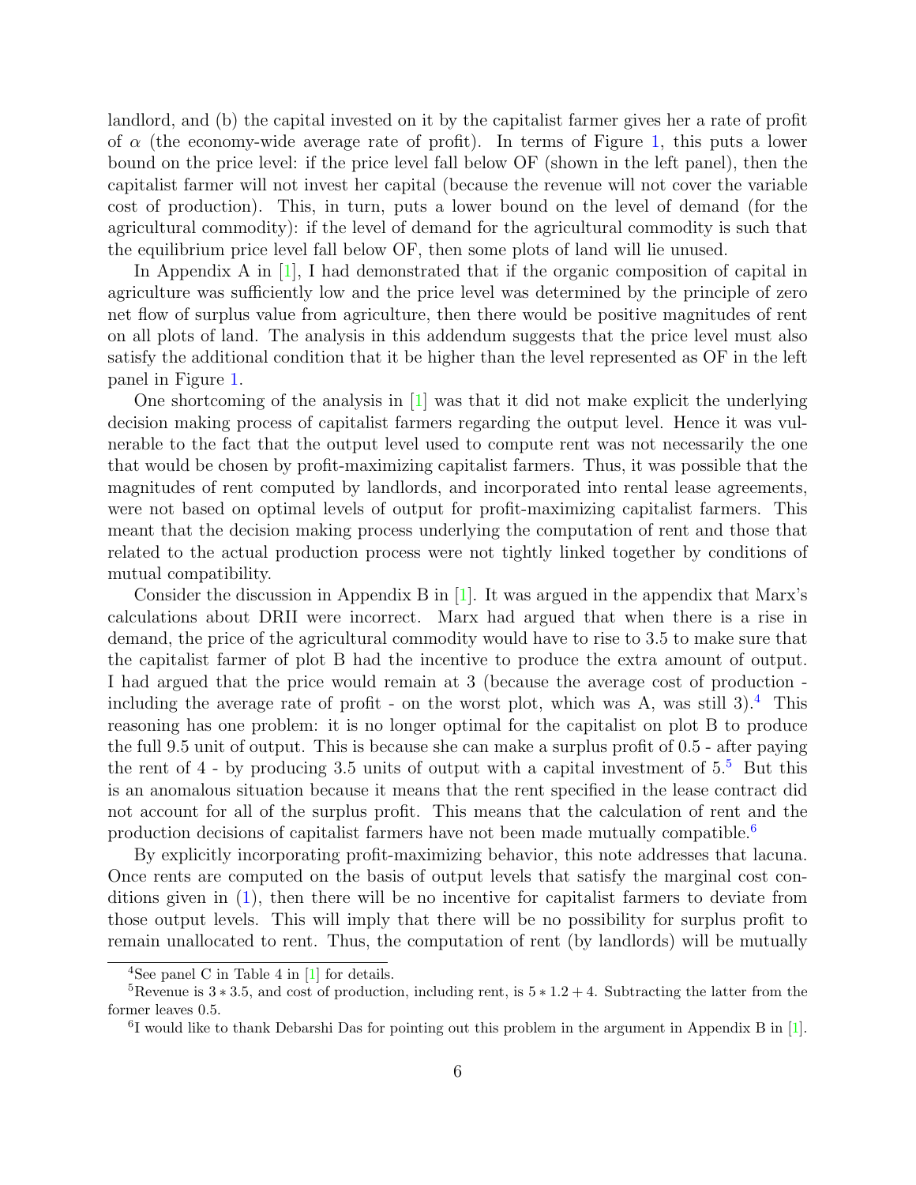landlord, and (b) the capital invested on it by the capitalist farmer gives her a rate of profit of $\alpha$ (the economy-wide average rate of profit). In terms of Figure 1, this puts a lower bound on the price level: if the price level fall below OF (shown in the left panel), then the capitalist farmer will not invest her capital (because the revenue will not cover the variable cost of production). This, in turn, puts a lower bound on the level of demand (for the agricultural commodity): if the level of demand for the agricultural commodity is such that the equilibrium price level fall below OF, then some plots of land will lie unused.

In Appendix A in [1], I had demonstrated that if the organic composition of capital in agriculture was sufficiently low and the price level was determined by the principle of zero net flow of surplus value from agriculture, then there would be positive magnitudes of rent on all plots of land. The analysis in this addendum suggests that the price level must also satisfy the additional condition that it be higher than the level represented as OF in the left panel in Figure 1.

One shortcoming of the analysis in [1] was that it did not make explicit the underlying decision making process of capitalist farmers regarding the output level. Hence it was vulnerable to the fact that the output level used to compute rent was not necessarily the one that would be chosen by profit-maximizing capitalist farmers. Thus, it was possible that the magnitudes of rent computed by landlords, and incorporated into rental lease agreements, were not based on optimal levels of output for profit-maximizing capitalist farmers. This meant that the decision making process underlying the computation of rent and those that related to the actual production process were not tightly linked together by conditions of mutual compatibility.

Consider the discussion in Appendix B in [1]. It was argued in the appendix that Marx's calculations about DRII were incorrect. Marx had argued that when there is a rise in demand, the price of the agricultural commodity would have to rise to 3.5 to make sure that the capitalist farmer of plot B had the incentive to produce the extra amount of output. I had argued that the price would remain at 3 (because the average cost of production - including the average rate of profit - on the worst plot, which was A, was still 3).[4] This reasoning has one problem: it is no longer optimal for the capitalist on plot B to produce the full 9.5 unit of output. This is because she can make a surplus profit of 0.5 - after paying the rent of 4 - by producing 3.5 units of output with a capital investment of 5.[5] But this is an anomalous situation because it means that the rent specified in the lease contract did not account for all of the surplus profit. This means that the calculation of rent and the production decisions of capitalist farmers have not been made mutually compatible.[6]

By explicitly incorporating profit-maximizing behavior, this note addresses that lacuna. Once rents are computed on the basis of output levels that satisfy the marginal cost conditions given in (1), then there will be no incentive for capitalist farmers to deviate from those output levels. This will imply that there will be no possibility for surplus profit to remain unallocated to rent. Thus, the computation of rent (by landlords) will be mutually

---

[4] See panel C in Table 4 in [1] for details.

[5] Revenue is $3 * 3.5$, and cost of production, including rent, is $5 * 1.2 + 4$. Subtracting the latter from the former leaves 0.5.

[6] I would like to thank Debarshi Das for pointing out this problem in the argument in Appendix B in [1].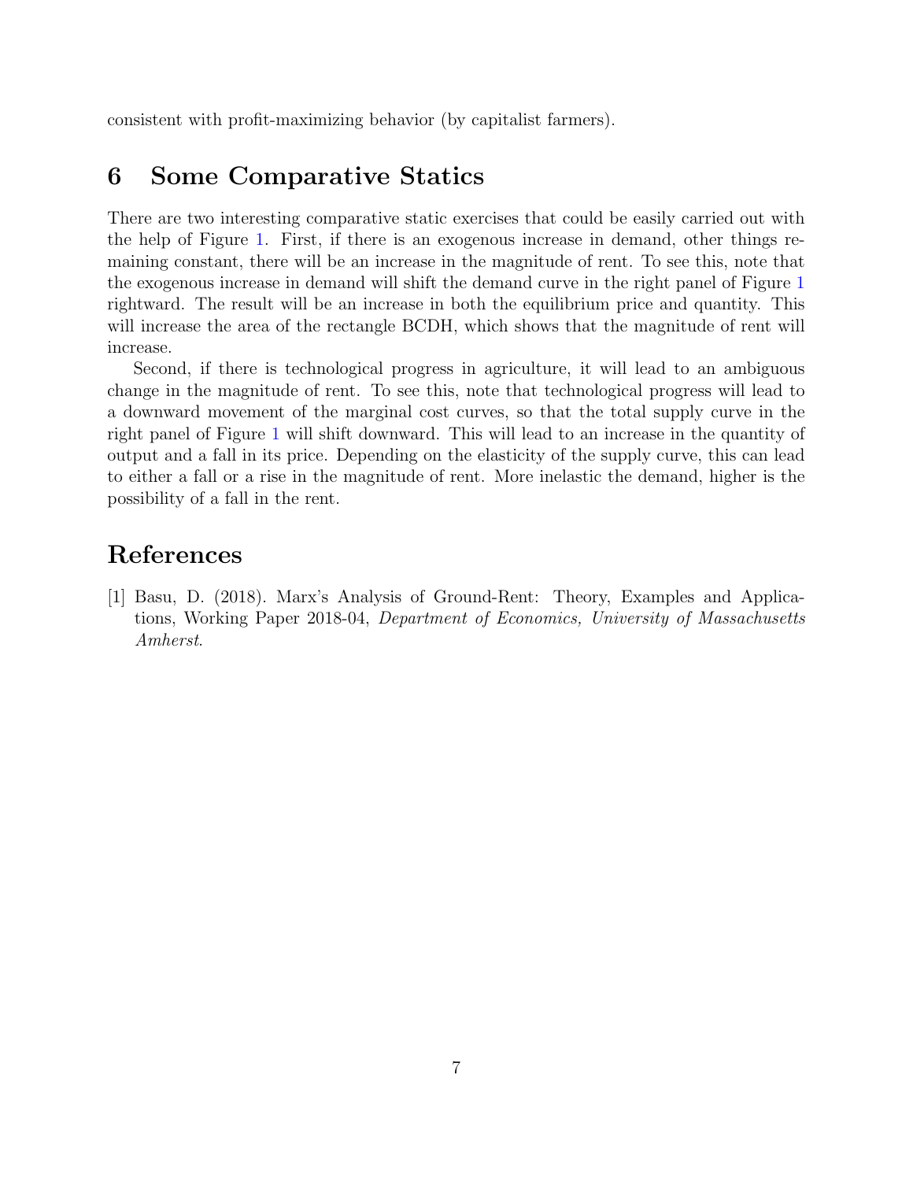consistent with profit-maximizing behavior (by capitalist farmers).

## 6 Some Comparative Statics

There are two interesting comparative static exercises that could be easily carried out with the help of Figure 1. First, if there is an exogenous increase in demand, other things remaining constant, there will be an increase in the magnitude of rent. To see this, note that the exogenous increase in demand will shift the demand curve in the right panel of Figure 1 rightward. The result will be an increase in both the equilibrium price and quantity. This will increase the area of the rectangle BCDH, which shows that the magnitude of rent will increase.

Second, if there is technological progress in agriculture, it will lead to an ambiguous change in the magnitude of rent. To see this, note that technological progress will lead to a downward movement of the marginal cost curves, so that the total supply curve in the right panel of Figure 1 will shift downward. This will lead to an increase in the quantity of output and a fall in its price. Depending on the elasticity of the supply curve, this can lead to either a fall or a rise in the magnitude of rent. More inelastic the demand, higher is the possibility of a fall in the rent.

## References

[1] Basu, D. (2018). Marx's Analysis of Ground-Rent: Theory, Examples and Applications, Working Paper 2018-04, *Department of Economics, University of Massachusetts Amherst*.